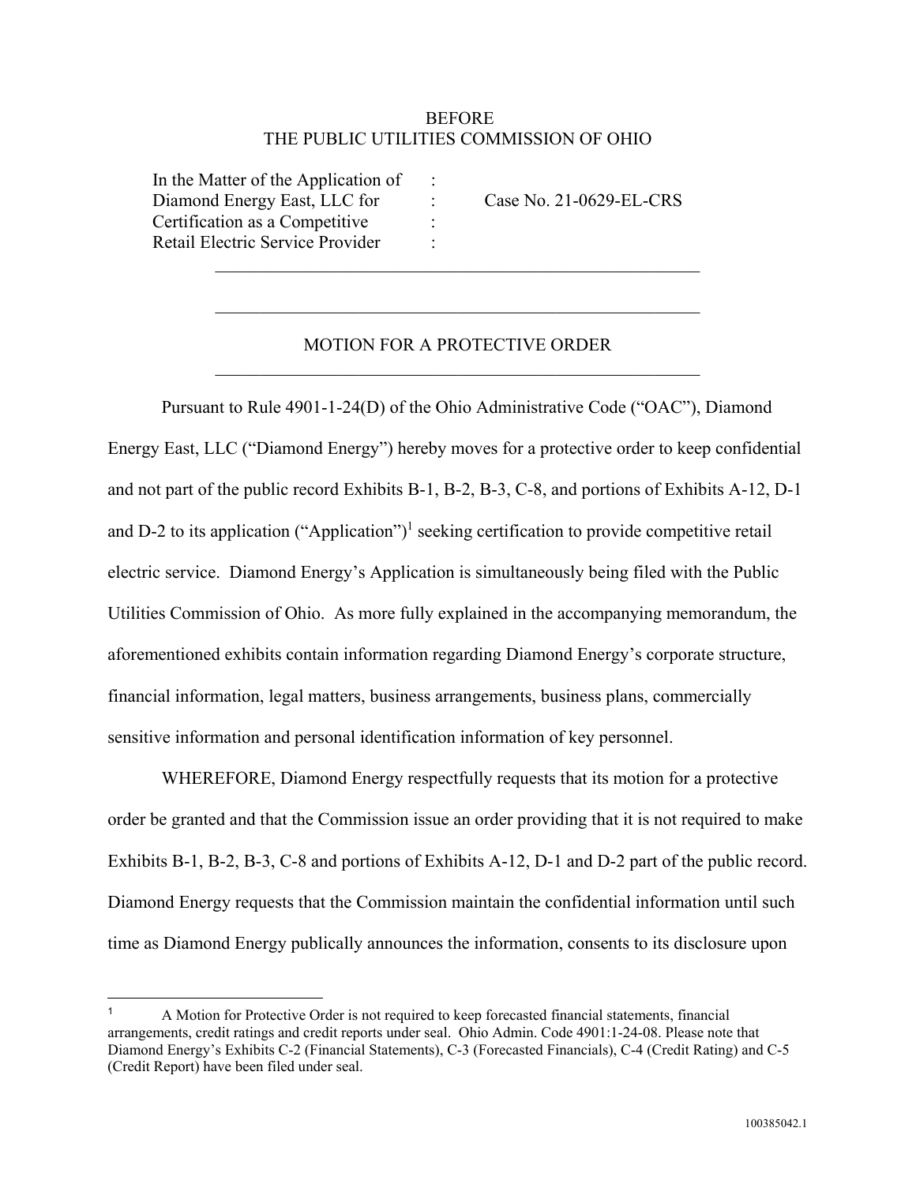BEFORE
THE PUBLIC UTILITIES COMMISSION OF OHIO

| | | |
|---|---|---|
| In the Matter of the Application of | : | |
| Diamond Energy East, LLC for | : | Case No. 21-0629-EL-CRS |
| Certification as a Competitive | : | |
| Retail Electric Service Provider | : | |

## MOTION FOR A PROTECTIVE ORDER

Pursuant to Rule 4901-1-24(D) of the Ohio Administrative Code ("OAC"), Diamond Energy East, LLC ("Diamond Energy") hereby moves for a protective order to keep confidential and not part of the public record Exhibits B-1, B-2, B-3, C-8, and portions of Exhibits A-12, D-1 and D-2 to its application ("Application")[1] seeking certification to provide competitive retail electric service. Diamond Energy's Application is simultaneously being filed with the Public Utilities Commission of Ohio. As more fully explained in the accompanying memorandum, the aforementioned exhibits contain information regarding Diamond Energy's corporate structure, financial information, legal matters, business arrangements, business plans, commercially sensitive information and personal identification information of key personnel.

WHEREFORE, Diamond Energy respectfully requests that its motion for a protective order be granted and that the Commission issue an order providing that it is not required to make Exhibits B-1, B-2, B-3, C-8 and portions of Exhibits A-12, D-1 and D-2 part of the public record. Diamond Energy requests that the Commission maintain the confidential information until such time as Diamond Energy publically announces the information, consents to its disclosure upon

[1] A Motion for Protective Order is not required to keep forecasted financial statements, financial arrangements, credit ratings and credit reports under seal. Ohio Admin. Code 4901:1-24-08. Please note that Diamond Energy's Exhibits C-2 (Financial Statements), C-3 (Forecasted Financials), C-4 (Credit Rating) and C-5 (Credit Report) have been filed under seal.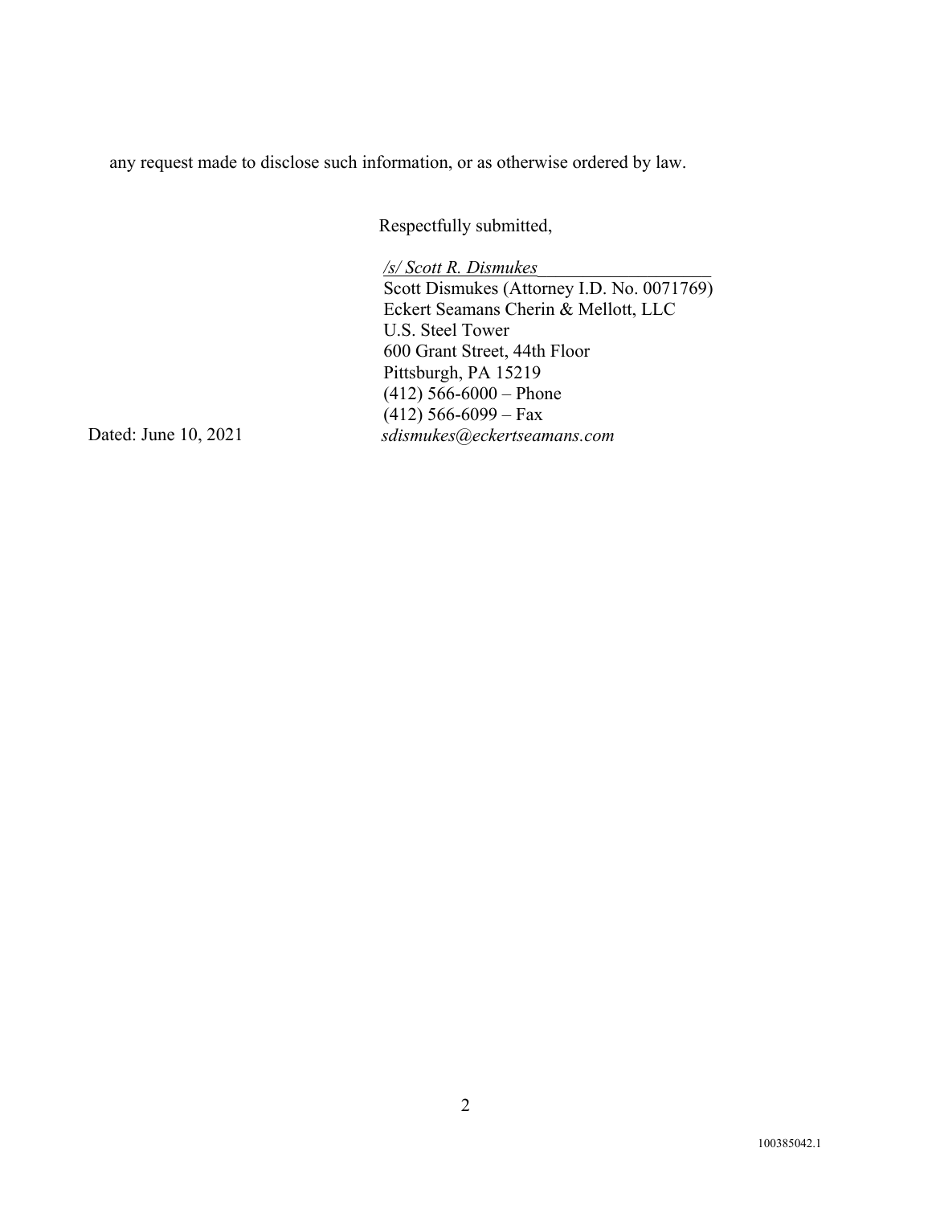any request made to disclose such information, or as otherwise ordered by law.

Respectfully submitted,

*/s/ Scott R. Dismukes*
Scott Dismukes (Attorney I.D. No. 0071769)
Eckert Seamans Cherin & Mellott, LLC
U.S. Steel Tower
600 Grant Street, 44th Floor
Pittsburgh, PA 15219
(412) 566-6000 – Phone
(412) 566-6099 – Fax
*sdismukes@eckertseamans.com*

Dated: June 10, 2021

100385042.1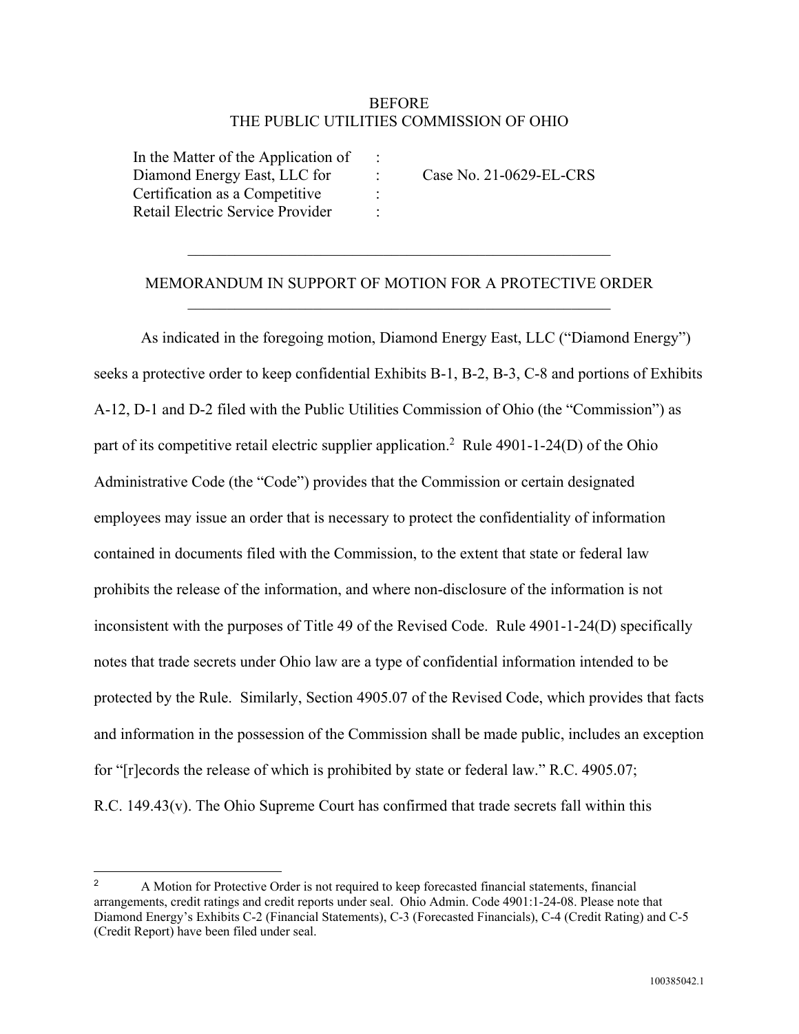BEFORE
THE PUBLIC UTILITIES COMMISSION OF OHIO

| | | |
|---|---|---|
| In the Matter of the Application of | : | |
| Diamond Energy East, LLC for | : | Case No. 21-0629-EL-CRS |
| Certification as a Competitive | : | |
| Retail Electric Service Provider | : | |

---

MEMORANDUM IN SUPPORT OF MOTION FOR A PROTECTIVE ORDER

---

As indicated in the foregoing motion, Diamond Energy East, LLC ("Diamond Energy") seeks a protective order to keep confidential Exhibits B-1, B-2, B-3, C-8 and portions of Exhibits A-12, D-1 and D-2 filed with the Public Utilities Commission of Ohio (the "Commission") as part of its competitive retail electric supplier application.[2] Rule 4901-1-24(D) of the Ohio Administrative Code (the "Code") provides that the Commission or certain designated employees may issue an order that is necessary to protect the confidentiality of information contained in documents filed with the Commission, to the extent that state or federal law prohibits the release of the information, and where non-disclosure of the information is not inconsistent with the purposes of Title 49 of the Revised Code. Rule 4901-1-24(D) specifically notes that trade secrets under Ohio law are a type of confidential information intended to be protected by the Rule. Similarly, Section 4905.07 of the Revised Code, which provides that facts and information in the possession of the Commission shall be made public, includes an exception for "[r]ecords the release of which is prohibited by state or federal law." R.C. 4905.07; R.C. 149.43(v). The Ohio Supreme Court has confirmed that trade secrets fall within this

---

[2] A Motion for Protective Order is not required to keep forecasted financial statements, financial arrangements, credit ratings and credit reports under seal. Ohio Admin. Code 4901:1-24-08. Please note that Diamond Energy's Exhibits C-2 (Financial Statements), C-3 (Forecasted Financials), C-4 (Credit Rating) and C-5 (Credit Report) have been filed under seal.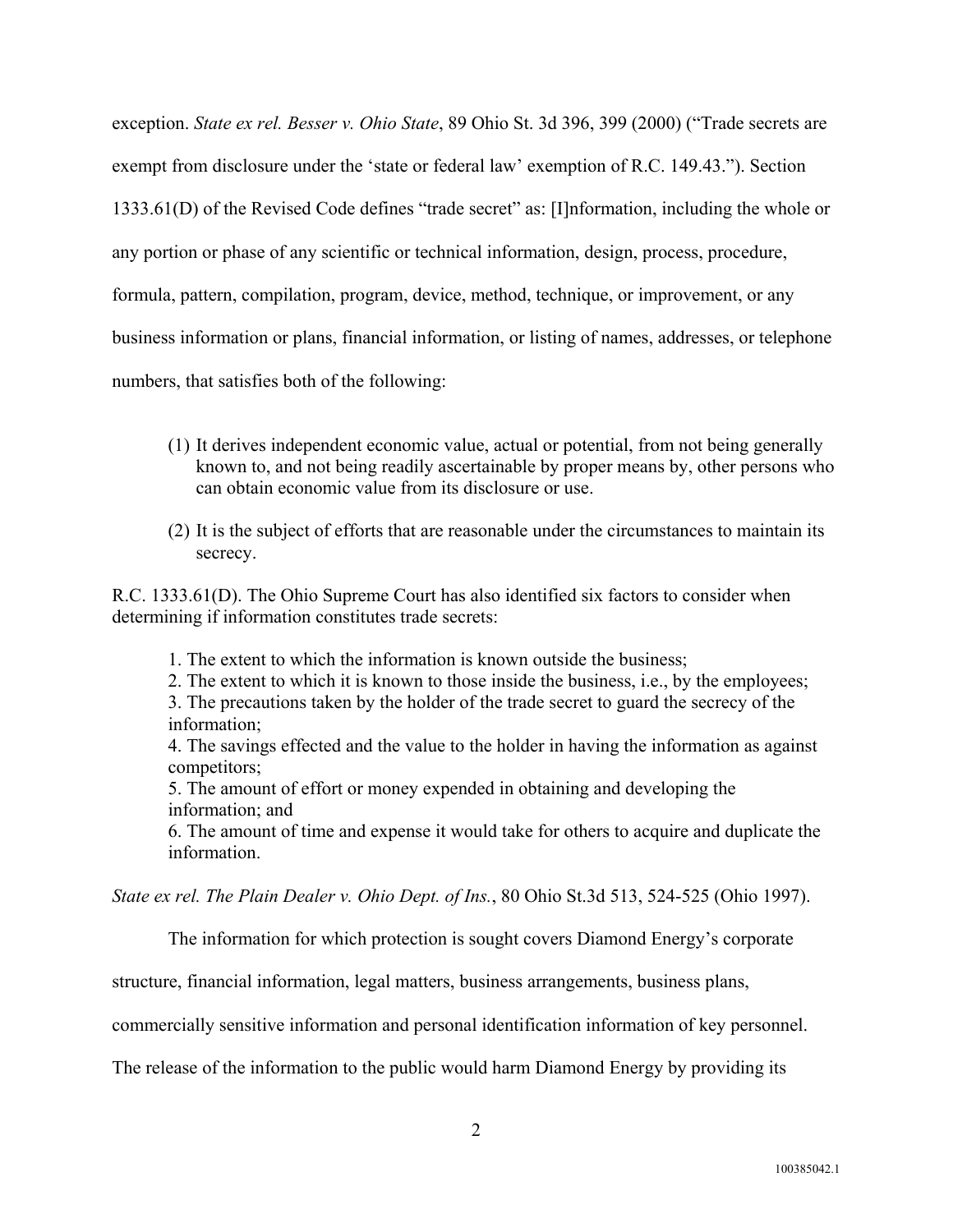exception. *State ex rel. Besser v. Ohio State*, 89 Ohio St. 3d 396, 399 (2000) ("Trade secrets are exempt from disclosure under the 'state or federal law' exemption of R.C. 149.43."). Section 1333.61(D) of the Revised Code defines "trade secret" as: [I]nformation, including the whole or any portion or phase of any scientific or technical information, design, process, procedure, formula, pattern, compilation, program, device, method, technique, or improvement, or any business information or plans, financial information, or listing of names, addresses, or telephone numbers, that satisfies both of the following:

> (1) It derives independent economic value, actual or potential, from not being generally known to, and not being readily ascertainable by proper means by, other persons who can obtain economic value from its disclosure or use.
>
> (2) It is the subject of efforts that are reasonable under the circumstances to maintain its secrecy.

R.C. 1333.61(D). The Ohio Supreme Court has also identified six factors to consider when determining if information constitutes trade secrets:

> 1. The extent to which the information is known outside the business;
> 2. The extent to which it is known to those inside the business, i.e., by the employees;
> 3. The precautions taken by the holder of the trade secret to guard the secrecy of the information;
> 4. The savings effected and the value to the holder in having the information as against competitors;
> 5. The amount of effort or money expended in obtaining and developing the information; and
> 6. The amount of time and expense it would take for others to acquire and duplicate the information.

*State ex rel. The Plain Dealer v. Ohio Dept. of Ins.*, 80 Ohio St.3d 513, 524-525 (Ohio 1997).

The information for which protection is sought covers Diamond Energy's corporate structure, financial information, legal matters, business arrangements, business plans, commercially sensitive information and personal identification information of key personnel. The release of the information to the public would harm Diamond Energy by providing its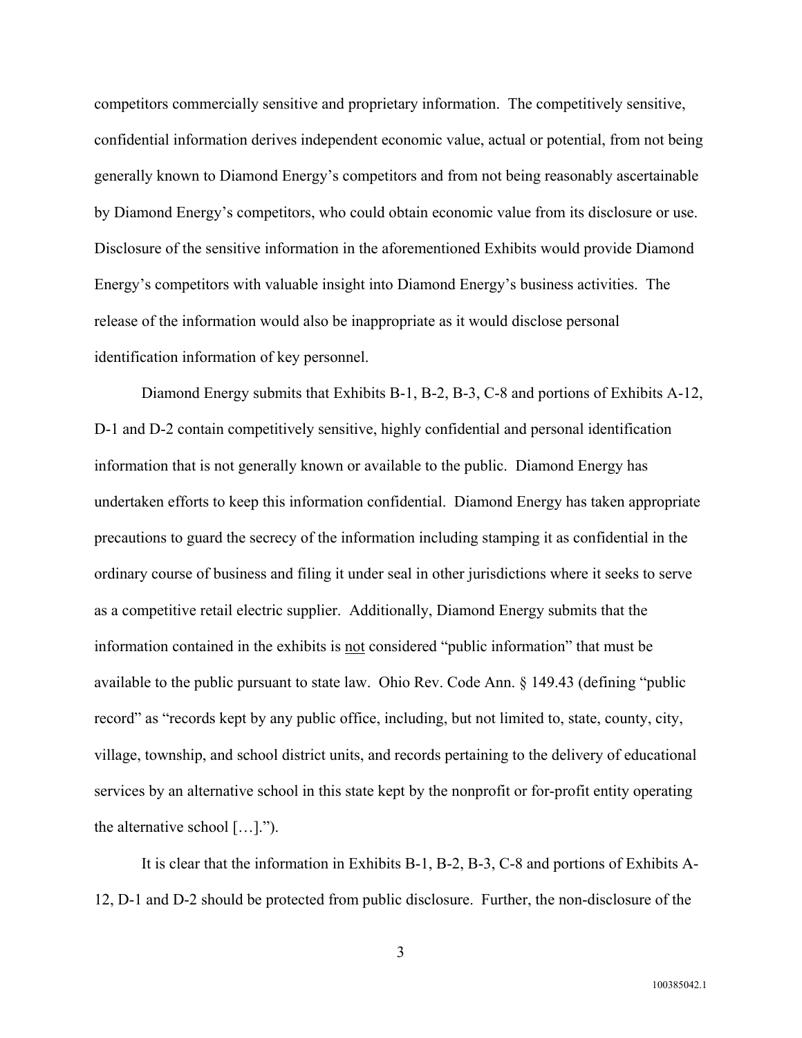competitors commercially sensitive and proprietary information. The competitively sensitive, confidential information derives independent economic value, actual or potential, from not being generally known to Diamond Energy's competitors and from not being reasonably ascertainable by Diamond Energy's competitors, who could obtain economic value from its disclosure or use. Disclosure of the sensitive information in the aforementioned Exhibits would provide Diamond Energy's competitors with valuable insight into Diamond Energy's business activities. The release of the information would also be inappropriate as it would disclose personal identification information of key personnel.

Diamond Energy submits that Exhibits B-1, B-2, B-3, C-8 and portions of Exhibits A-12, D-1 and D-2 contain competitively sensitive, highly confidential and personal identification information that is not generally known or available to the public. Diamond Energy has undertaken efforts to keep this information confidential. Diamond Energy has taken appropriate precautions to guard the secrecy of the information including stamping it as confidential in the ordinary course of business and filing it under seal in other jurisdictions where it seeks to serve as a competitive retail electric supplier. Additionally, Diamond Energy submits that the information contained in the exhibits is <u>not</u> considered "public information" that must be available to the public pursuant to state law. Ohio Rev. Code Ann. § 149.43 (defining "public record" as "records kept by any public office, including, but not limited to, state, county, city, village, township, and school district units, and records pertaining to the delivery of educational services by an alternative school in this state kept by the nonprofit or for-profit entity operating the alternative school […].").

It is clear that the information in Exhibits B-1, B-2, B-3, C-8 and portions of Exhibits A-12, D-1 and D-2 should be protected from public disclosure. Further, the non-disclosure of the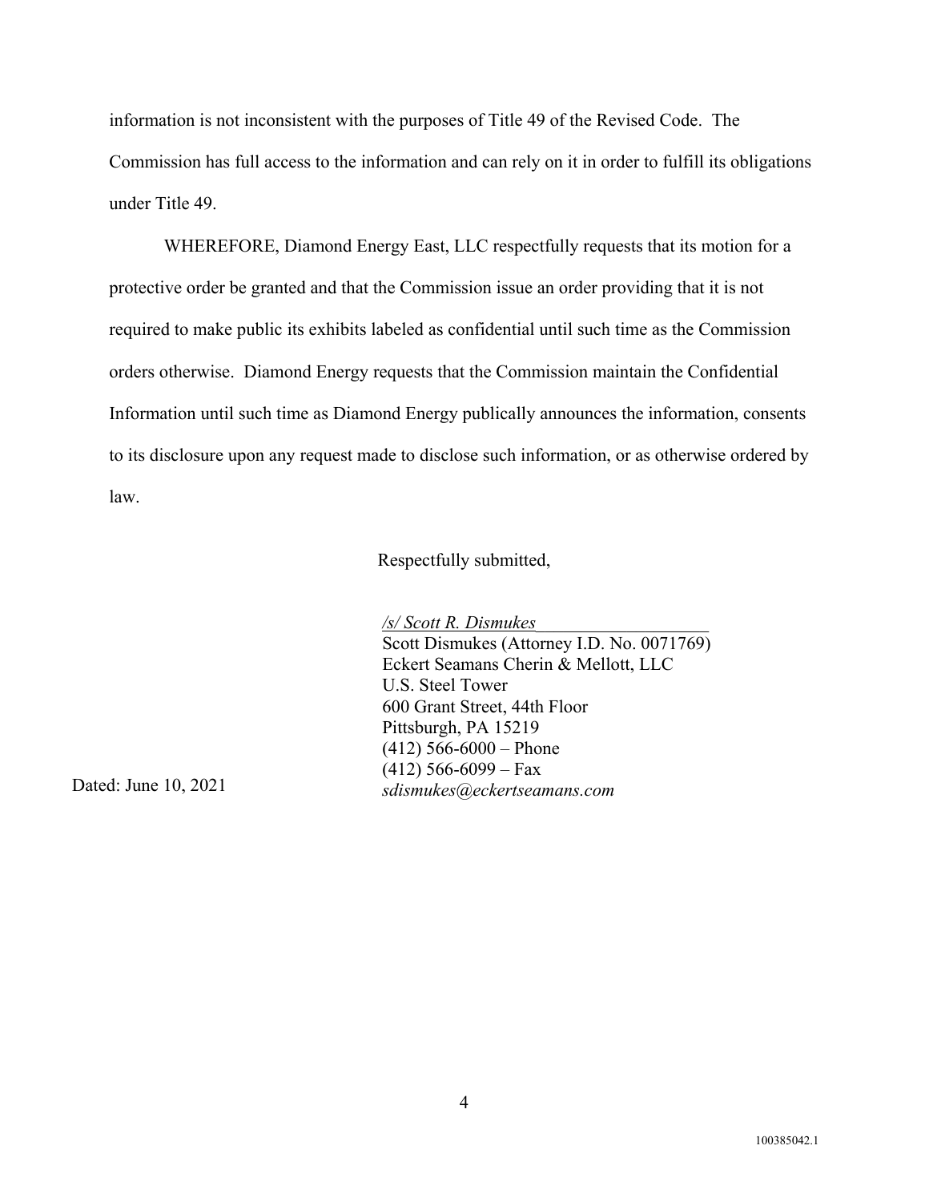information is not inconsistent with the purposes of Title 49 of the Revised Code. The Commission has full access to the information and can rely on it in order to fulfill its obligations under Title 49.

WHEREFORE, Diamond Energy East, LLC respectfully requests that its motion for a protective order be granted and that the Commission issue an order providing that it is not required to make public its exhibits labeled as confidential until such time as the Commission orders otherwise. Diamond Energy requests that the Commission maintain the Confidential Information until such time as Diamond Energy publically announces the information, consents to its disclosure upon any request made to disclose such information, or as otherwise ordered by law.

Respectfully submitted,

*/s/ Scott R. Dismukes*
Scott Dismukes (Attorney I.D. No. 0071769)
Eckert Seamans Cherin & Mellott, LLC
U.S. Steel Tower
600 Grant Street, 44th Floor
Pittsburgh, PA 15219
(412) 566-6000 – Phone
(412) 566-6099 – Fax
*sdismukes@eckertseamans.com*

Dated: June 10, 2021

100385042.1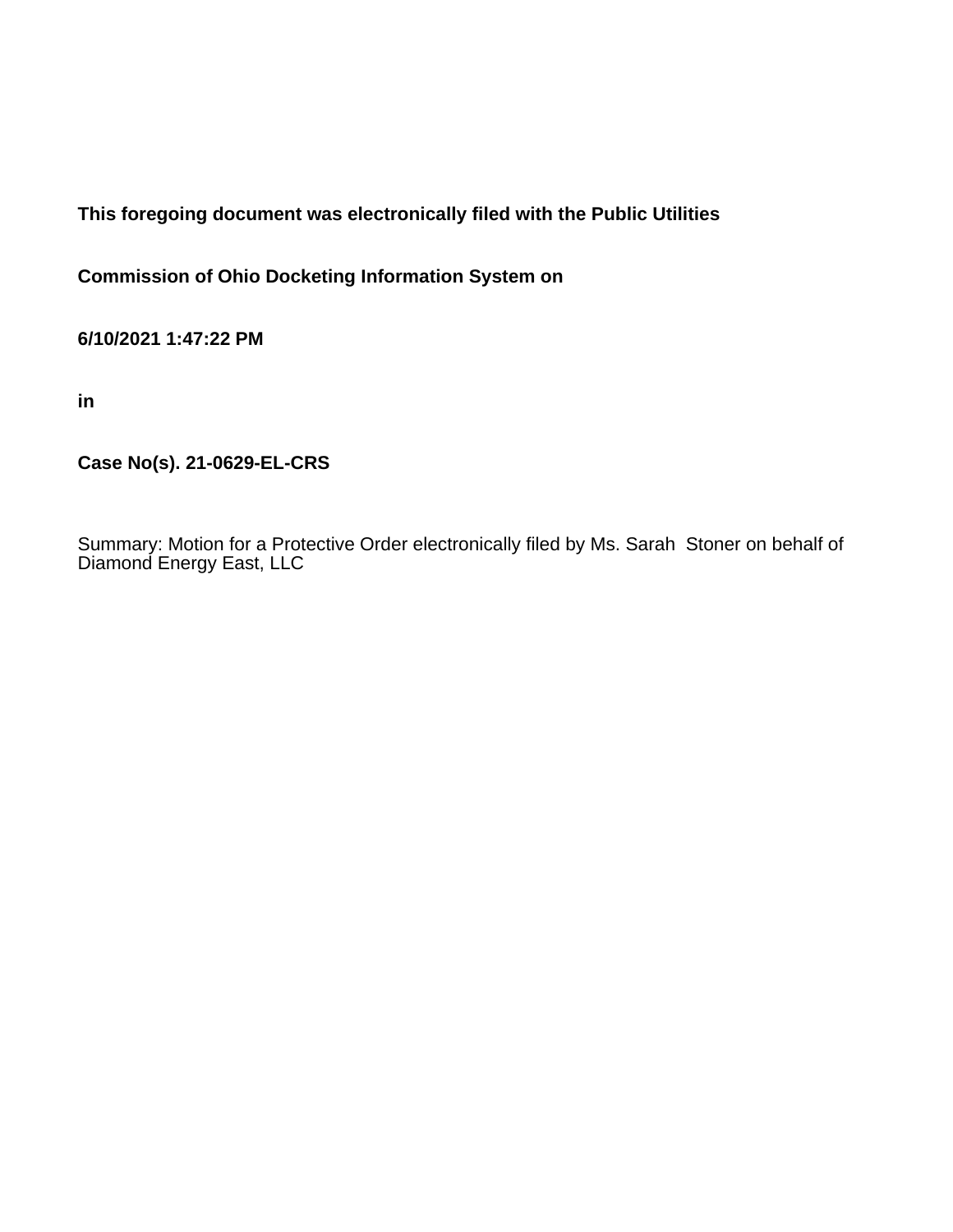**This foregoing document was electronically filed with the Public Utilities**

**Commission of Ohio Docketing Information System on**

**6/10/2021 1:47:22 PM**

**in**

**Case No(s). 21-0629-EL-CRS**

Summary: Motion for a Protective Order electronically filed by Ms. Sarah  Stoner on behalf of Diamond Energy East, LLC